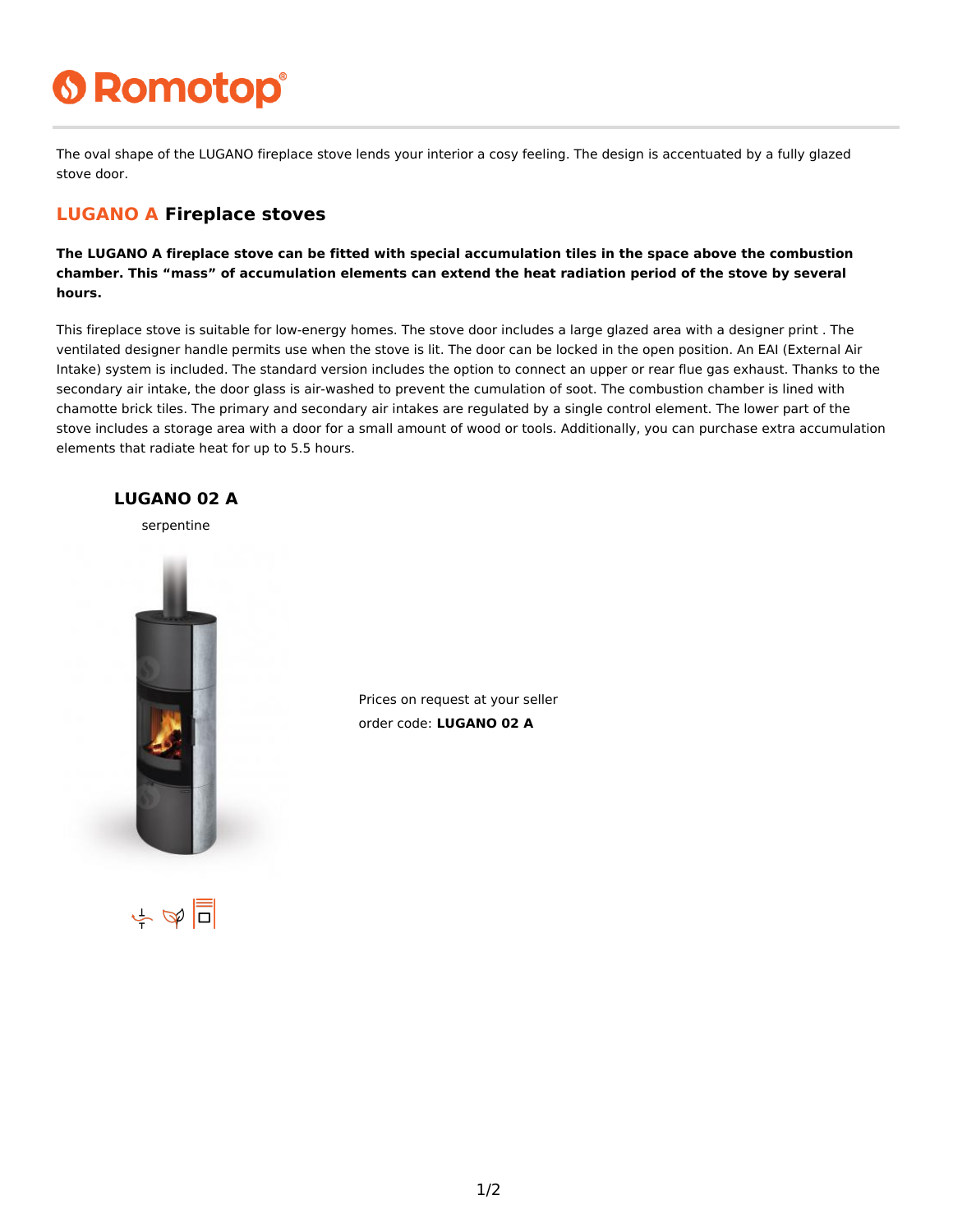The oval shape of the LUGANO fireplace stove lends your interior a cosy feeling. The design is accentuated by a fully glazed stove door.

## LUGANO A Fireplace stoves

**The LUGANO A fireplace stove can be fitted with special accumulation tiles in the space above the combustion chamber. This "mass" of accumulation elements can extend the heat radiation period of the stove by several hours.**

This fireplace stove is suitable for low-energy homes. The stove door includes a large glazed area with a designer print . The ventilated designer handle permits use when the stove is lit. The door can be locked in the open position. An EAI (External Air Intake) system is included. The standard version includes the option to connect an upper or rear flue gas exhaust. Thanks to the secondary air intake, the door glass is air-washed to prevent the cumulation of soot. The combustion chamber is lined with chamotte brick tiles. The primary and secondary air intakes are regulated by a single control element. The lower part of the stove includes a storage area with a door for a small amount of wood or tools. Additionally, you can purchase extra accumulation elements that radiate heat for up to 5.5 hours.

### LUGANO 02 A

serpentine

Prices on request at your seller

order code: **LUGANO 02 A**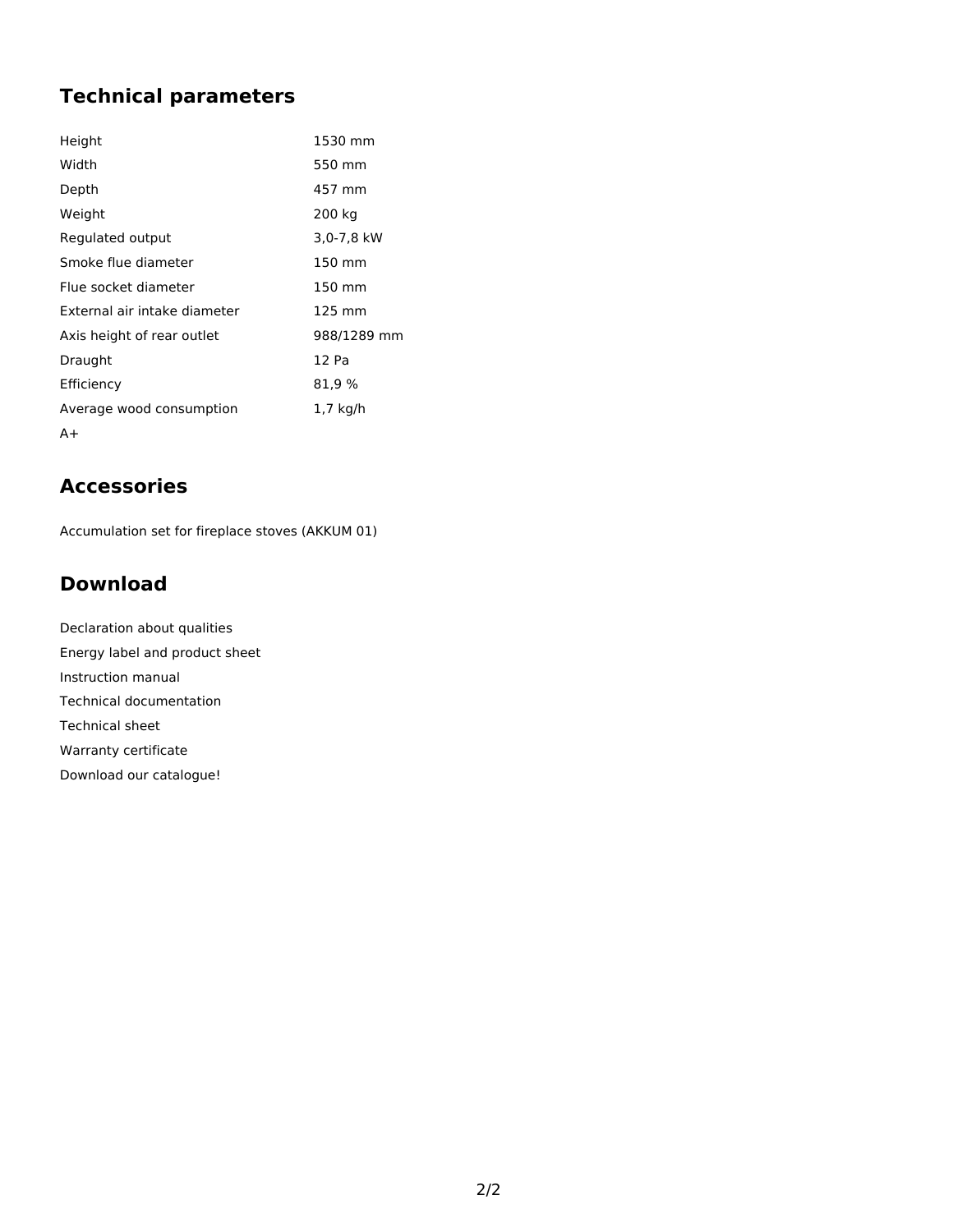## Technical parameters

| | |
|---|---|
| Height | 1530 mm |
| Width | 550 mm |
| Depth | 457 mm |
| Weight | 200 kg |
| Regulated output | 3,0-7,8 kW |
| Smoke flue diameter | 150 mm |
| Flue socket diameter | 150 mm |
| External air intake diameter | 125 mm |
| Axis height of rear outlet | 988/1289 mm |
| Draught | 12 Pa |
| Efficiency | 81,9 % |
| Average wood consumption | 1,7 kg/h |
| A+ | |

## Accessories

Accumulation set for fireplace stoves (AKKUM 01)

## Download

Declaration about qualities

Energy label and product sheet

Instruction manual

Technical documentation

Technical sheet

Warranty certificate

Download our catalogue!